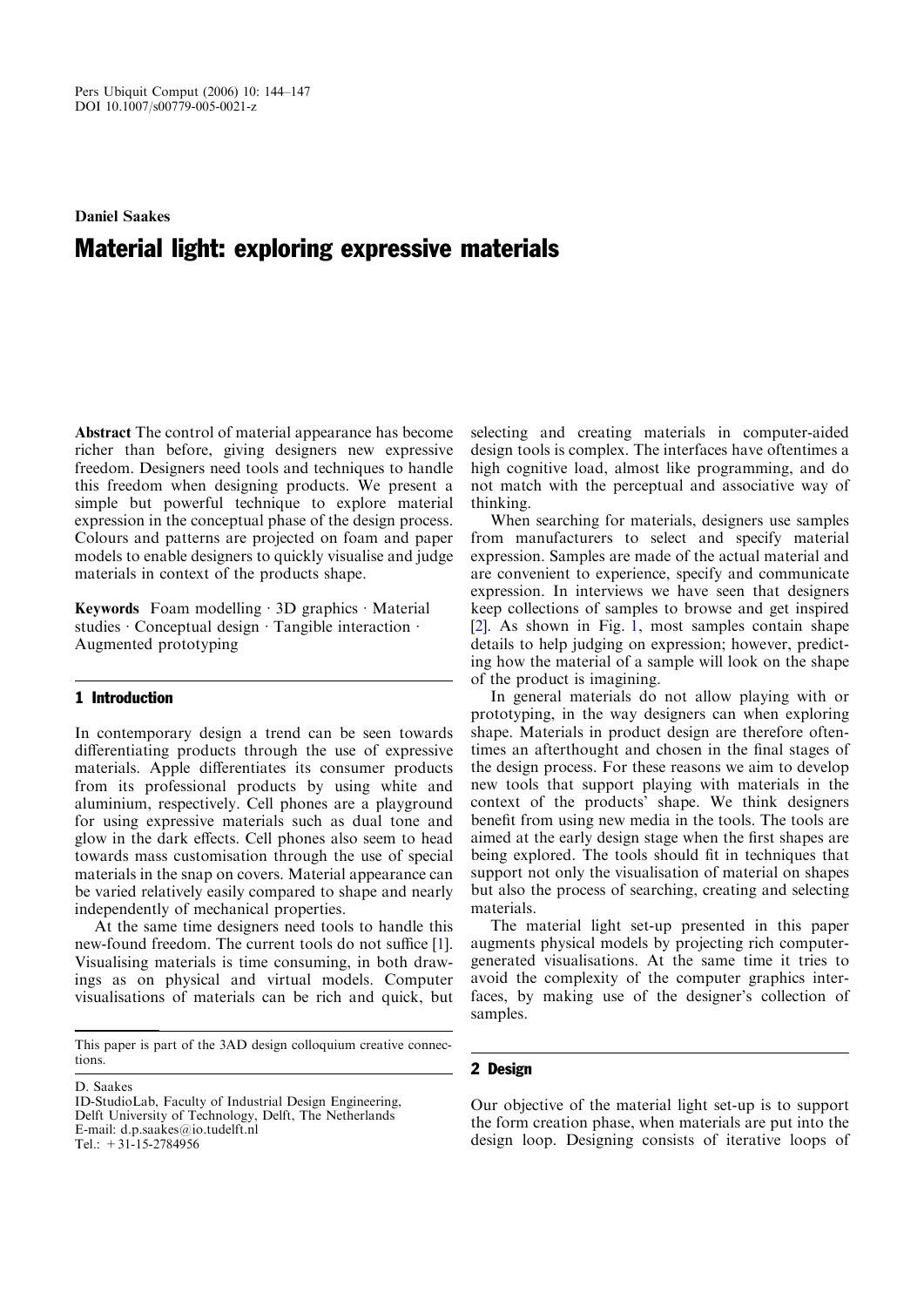Daniel Saakes

# Material light: exploring expressive materials

**Abstract** The control of material appearance has become richer than before, giving designers new expressive freedom. Designers need tools and techniques to handle this freedom when designing products. We present a simple but powerful technique to explore material expression in the conceptual phase of the design process. Colours and patterns are projected on foam and paper models to enable designers to quickly visualise and judge materials in context of the products shape.

**Keywords** Foam modelling · 3D graphics · Material studies · Conceptual design · Tangible interaction · Augmented prototyping

## 1 Introduction

In contemporary design a trend can be seen towards differentiating products through the use of expressive materials. Apple differentiates its consumer products from its professional products by using white and aluminium, respectively. Cell phones are a playground for using expressive materials such as dual tone and glow in the dark effects. Cell phones also seem to head towards mass customisation through the use of special materials in the snap on covers. Material appearance can be varied relatively easily compared to shape and nearly independently of mechanical properties.

At the same time designers need tools to handle this new-found freedom. The current tools do not suffice [1]. Visualising materials is time consuming, in both drawings as on physical and virtual models. Computer visualisations of materials can be rich and quick, but selecting and creating materials in computer-aided design tools is complex. The interfaces have oftentimes a high cognitive load, almost like programming, and do not match with the perceptual and associative way of thinking.

When searching for materials, designers use samples from manufacturers to select and specify material expression. Samples are made of the actual material and are convenient to experience, specify and communicate expression. In interviews we have seen that designers keep collections of samples to browse and get inspired [2]. As shown in Fig. 1, most samples contain shape details to help judging on expression; however, predicting how the material of a sample will look on the shape of the product is imagining.

In general materials do not allow playing with or prototyping, in the way designers can when exploring shape. Materials in product design are therefore oftentimes an afterthought and chosen in the final stages of the design process. For these reasons we aim to develop new tools that support playing with materials in the context of the products' shape. We think designers benefit from using new media in the tools. The tools are aimed at the early design stage when the first shapes are being explored. The tools should fit in techniques that support not only the visualisation of material on shapes but also the process of searching, creating and selecting materials.

The material light set-up presented in this paper augments physical models by projecting rich computer-generated visualisations. At the same time it tries to avoid the complexity of the computer graphics interfaces, by making use of the designer's collection of samples.

## 2 Design

Our objective of the material light set-up is to support the form creation phase, when materials are put into the design loop. Designing consists of iterative loops of

This paper is part of the 3AD design colloquium creative connections.

D. Saakes
ID-StudioLab, Faculty of Industrial Design Engineering, Delft University of Technology, Delft, The Netherlands
E-mail: d.p.saakes@io.tudelft.nl
Tel.: +31-15-2784956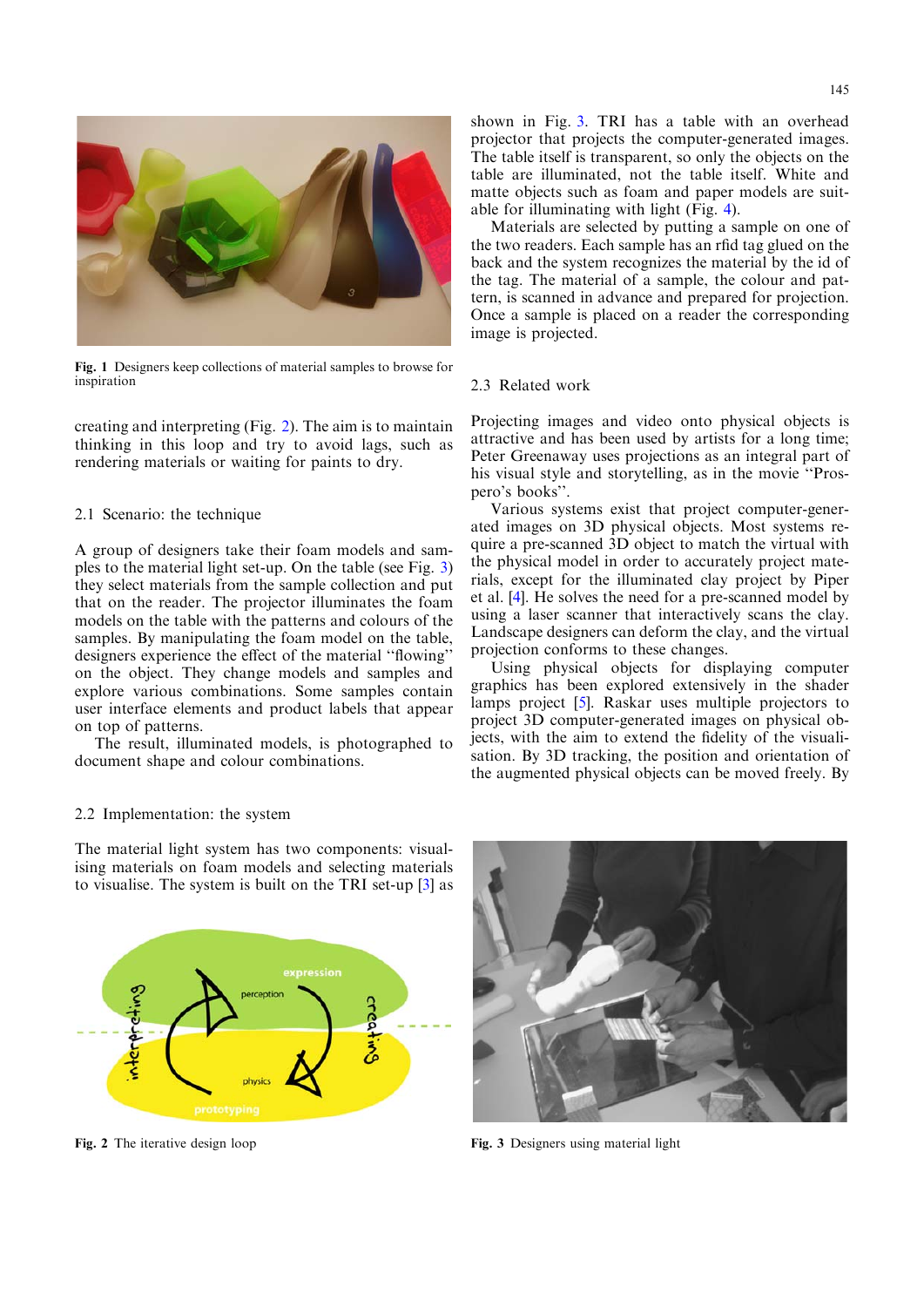Fig. 1 Designers keep collections of material samples to browse for inspiration

creating and interpreting (Fig. 2). The aim is to maintain thinking in this loop and try to avoid lags, such as rendering materials or waiting for paints to dry.

## 2.1 Scenario: the technique

A group of designers take their foam models and samples to the material light set-up. On the table (see Fig. 3) they select materials from the sample collection and put that on the reader. The projector illuminates the foam models on the table with the patterns and colours of the samples. By manipulating the foam model on the table, designers experience the effect of the material "flowing" on the object. They change models and samples and explore various combinations. Some samples contain user interface elements and product labels that appear on top of patterns.

The result, illuminated models, is photographed to document shape and colour combinations.

## 2.2 Implementation: the system

The material light system has two components: visualising materials on foam models and selecting materials to visualise. The system is built on the TRI set-up [3] as shown in Fig. 3. TRI has a table with an overhead projector that projects the computer-generated images. The table itself is transparent, so only the objects on the table are illuminated, not the table itself. White and matte objects such as foam and paper models are suitable for illuminating with light (Fig. 4).

Materials are selected by putting a sample on one of the two readers. Each sample has an rfid tag glued on the back and the system recognizes the material by the id of the tag. The material of a sample, the colour and pattern, is scanned in advance and prepared for projection. Once a sample is placed on a reader the corresponding image is projected.

## 2.3 Related work

Projecting images and video onto physical objects is attractive and has been used by artists for a long time; Peter Greenaway uses projections as an integral part of his visual style and storytelling, as in the movie "Prospero's books".

Various systems exist that project computer-generated images on 3D physical objects. Most systems require a pre-scanned 3D object to match the virtual with the physical model in order to accurately project materials, except for the illuminated clay project by Piper et al. [4]. He solves the need for a pre-scanned model by using a laser scanner that interactively scans the clay. Landscape designers can deform the clay, and the virtual projection conforms to these changes.

Using physical objects for displaying computer graphics has been explored extensively in the shader lamps project [5]. Raskar uses multiple projectors to project 3D computer-generated images on physical objects, with the aim to extend the fidelity of the visualisation. By 3D tracking, the position and orientation of the augmented physical objects can be moved freely. By

Fig. 2 The iterative design loop

Fig. 3 Designers using material light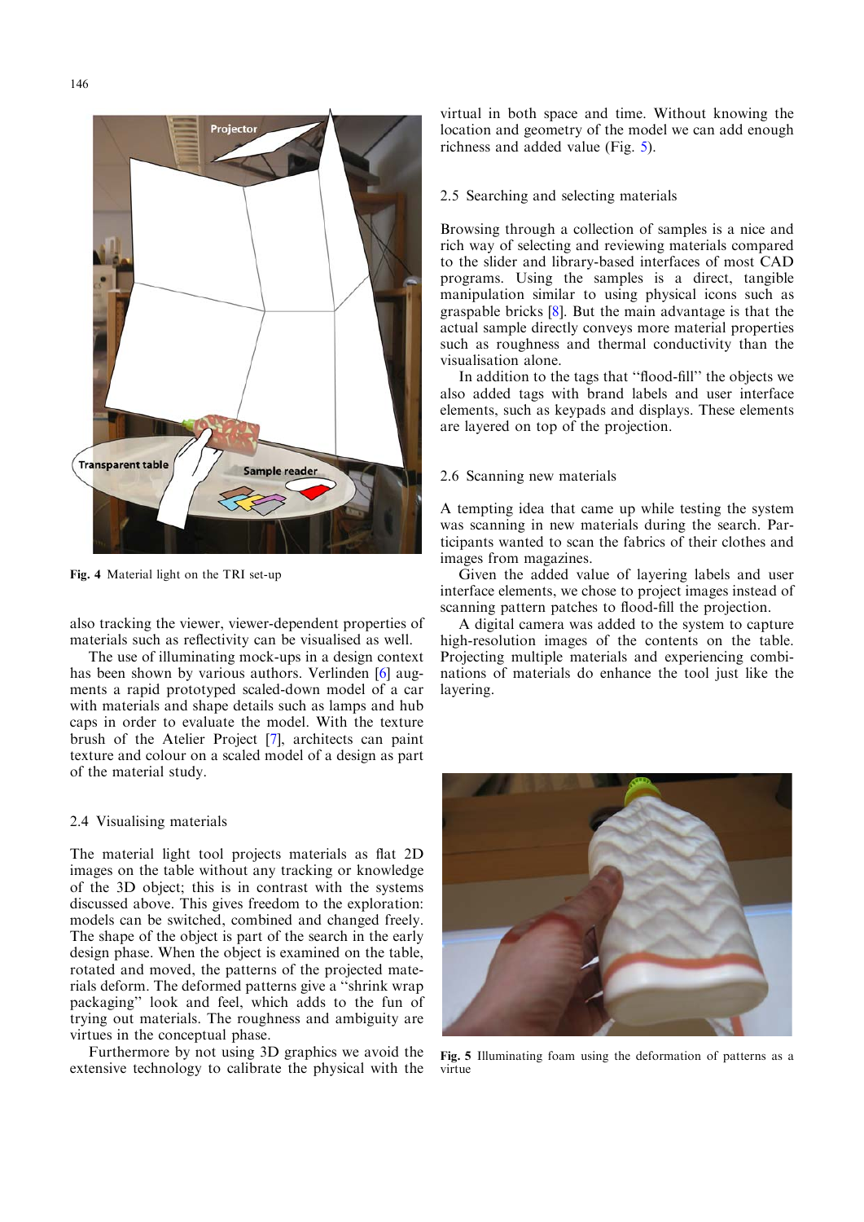Fig. 4 Material light on the TRI set-up

also tracking the viewer, viewer-dependent properties of materials such as reflectivity can be visualised as well.

The use of illuminating mock-ups in a design context has been shown by various authors. Verlinden [6] augments a rapid prototyped scaled-down model of a car with materials and shape details such as lamps and hub caps in order to evaluate the model. With the texture brush of the Atelier Project [7], architects can paint texture and colour on a scaled model of a design as part of the material study.

### 2.4 Visualising materials

The material light tool projects materials as flat 2D images on the table without any tracking or knowledge of the 3D object; this is in contrast with the systems discussed above. This gives freedom to the exploration: models can be switched, combined and changed freely. The shape of the object is part of the search in the early design phase. When the object is examined on the table, rotated and moved, the patterns of the projected materials deform. The deformed patterns give a "shrink wrap packaging" look and feel, which adds to the fun of trying out materials. The roughness and ambiguity are virtues in the conceptual phase.

Furthermore by not using 3D graphics we avoid the extensive technology to calibrate the physical with the virtual in both space and time. Without knowing the location and geometry of the model we can add enough richness and added value (Fig. 5).

### 2.5 Searching and selecting materials

Browsing through a collection of samples is a nice and rich way of selecting and reviewing materials compared to the slider and library-based interfaces of most CAD programs. Using the samples is a direct, tangible manipulation similar to using physical icons such as graspable bricks [8]. But the main advantage is that the actual sample directly conveys more material properties such as roughness and thermal conductivity than the visualisation alone.

In addition to the tags that "flood-fill" the objects we also added tags with brand labels and user interface elements, such as keypads and displays. These elements are layered on top of the projection.

### 2.6 Scanning new materials

A tempting idea that came up while testing the system was scanning in new materials during the search. Participants wanted to scan the fabrics of their clothes and images from magazines.

Given the added value of layering labels and user interface elements, we chose to project images instead of scanning pattern patches to flood-fill the projection.

A digital camera was added to the system to capture high-resolution images of the contents on the table. Projecting multiple materials and experiencing combinations of materials do enhance the tool just like the layering.

Fig. 5 Illuminating foam using the deformation of patterns as a virtue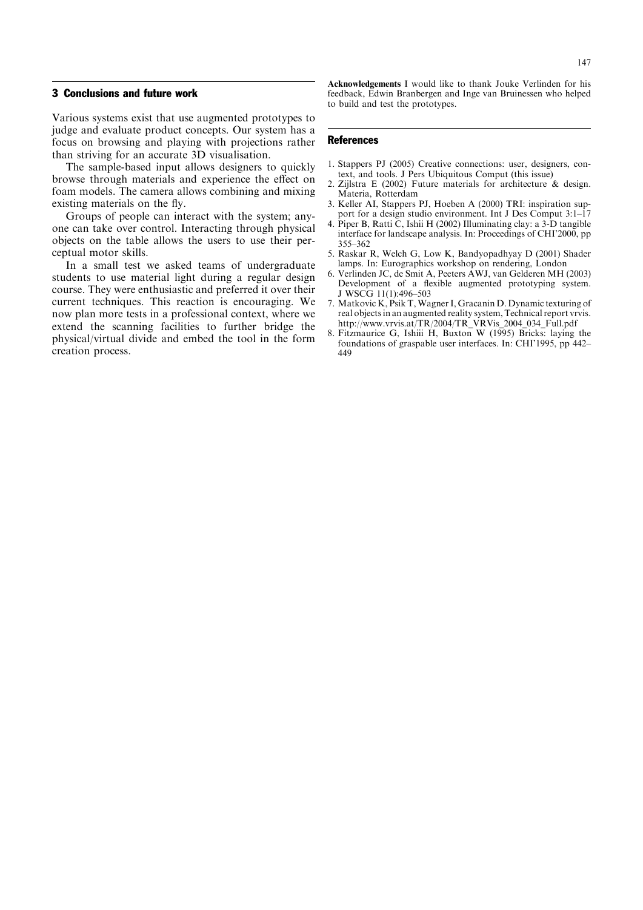## 3 Conclusions and future work

Various systems exist that use augmented prototypes to judge and evaluate product concepts. Our system has a focus on browsing and playing with projections rather than striving for an accurate 3D visualisation.

The sample-based input allows designers to quickly browse through materials and experience the effect on foam models. The camera allows combining and mixing existing materials on the fly.

Groups of people can interact with the system; anyone can take over control. Interacting through physical objects on the table allows the users to use their perceptual motor skills.

In a small test we asked teams of undergraduate students to use material light during a regular design course. They were enthusiastic and preferred it over their current techniques. This reaction is encouraging. We now plan more tests in a professional context, where we extend the scanning facilities to further bridge the physical/virtual divide and embed the tool in the form creation process.

**Acknowledgements** I would like to thank Jouke Verlinden for his feedback, Edwin Branbergen and Inge van Bruinessen who helped to build and test the prototypes.

## References

1. Stappers PJ (2005) Creative connections: user, designers, context, and tools. J Pers Ubiquitous Comput (this issue)
2. Zijlstra E (2002) Future materials for architecture & design. Materia, Rotterdam
3. Keller AI, Stappers PJ, Hoeben A (2000) TRI: inspiration support for a design studio environment. Int J Des Comput 3:1–17
4. Piper B, Ratti C, Ishii H (2002) Illuminating clay: a 3-D tangible interface for landscape analysis. In: Proceedings of CHI'2000, pp 355–362
5. Raskar R, Welch G, Low K, Bandyopadhyay D (2001) Shader lamps. In: Eurographics workshop on rendering, London
6. Verlinden JC, de Smit A, Peeters AWJ, van Gelderen MH (2003) Development of a flexible augmented prototyping system. J WSCG 11(1):496–503
7. Matkovic K, Psik T, Wagner I, Gracanin D. Dynamic texturing of real objects in an augmented reality system, Technical report vrvis. http://www.vrvis.at/TR/2004/TR_VRVis_2004_034_Full.pdf
8. Fitzmaurice G, Ishiii H, Buxton W (1995) Bricks: laying the foundations of graspable user interfaces. In: CHI'1995, pp 442–449